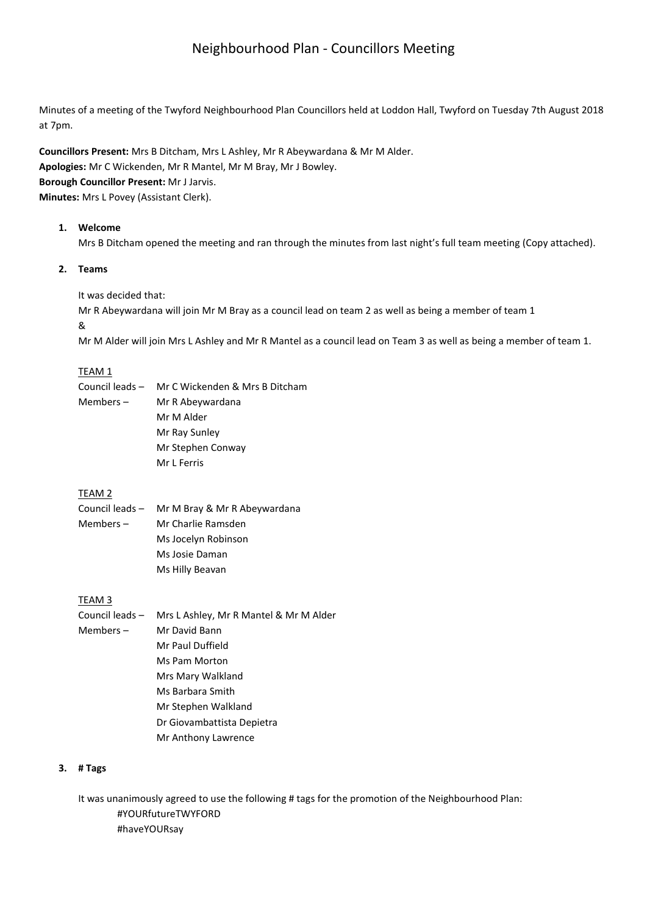# Neighbourhood Plan - Councillors Meeting

Minutes of a meeting of the Twyford Neighbourhood Plan Councillors held at Loddon Hall, Twyford on Tuesday 7th August 2018 at 7pm.

**Councillors Present:** Mrs B Ditcham, Mrs L Ashley, Mr R Abeywardana & Mr M Alder.
**Apologies:** Mr C Wickenden, Mr R Mantel, Mr M Bray, Mr J Bowley.
**Borough Councillor Present:** Mr J Jarvis.
**Minutes:** Mrs L Povey (Assistant Clerk).

1. **Welcome**

   Mrs B Ditcham opened the meeting and ran through the minutes from last night's full team meeting (Copy attached).

2. **Teams**

   It was decided that:

   Mr R Abeywardana will join Mr M Bray as a council lead on team 2 as well as being a member of team 1

   &

   Mr M Alder will join Mrs L Ashley and Mr R Mantel as a council lead on Team 3 as well as being a member of team 1.

   <u>TEAM 1</u>

   Council leads – Mr C Wickenden & Mrs B Ditcham

   Members – Mr R Abeywardana
   Mr M Alder
   Mr Ray Sunley
   Mr Stephen Conway
   Mr L Ferris

   <u>TEAM 2</u>

   Council leads – Mr M Bray & Mr R Abeywardana

   Members – Mr Charlie Ramsden
   Ms Jocelyn Robinson
   Ms Josie Daman
   Ms Hilly Beavan

   <u>TEAM 3</u>

   Council leads – Mrs L Ashley, Mr R Mantel & Mr M Alder

   Members – Mr David Bann
   Mr Paul Duffield
   Ms Pam Morton
   Mrs Mary Walkland
   Ms Barbara Smith
   Mr Stephen Walkland
   Dr Giovambattista Depietra
   Mr Anthony Lawrence

3. **# Tags**

   It was unanimously agreed to use the following # tags for the promotion of the Neighbourhood Plan:

   #YOURfutureTWYFORD
   #haveYOURsay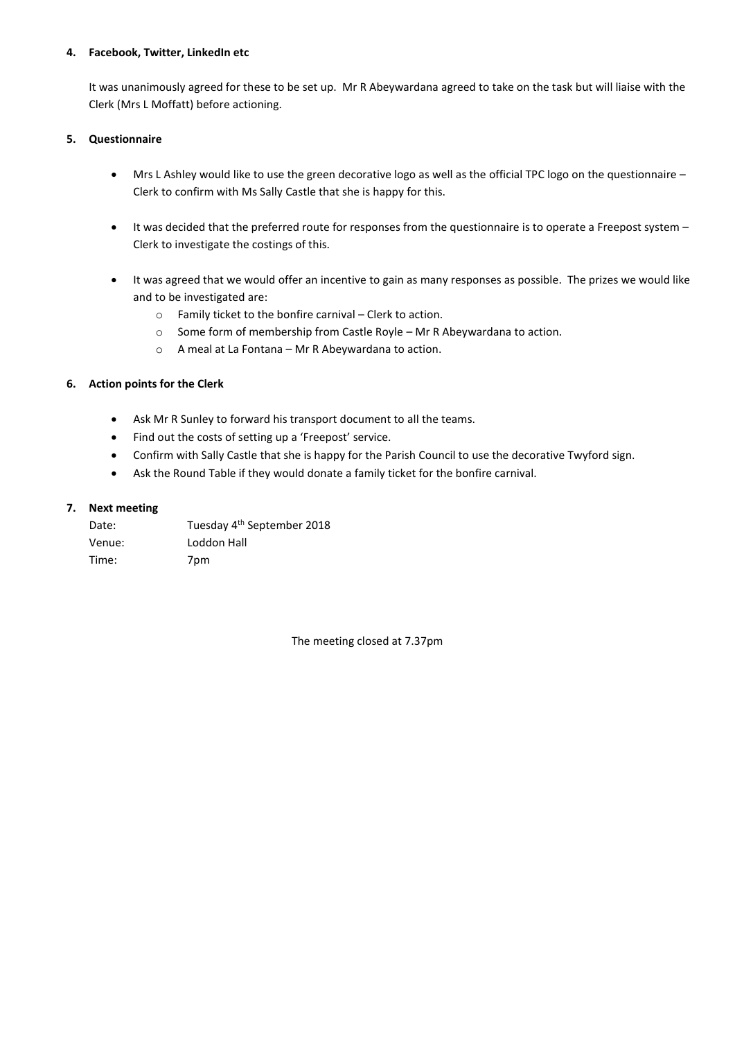## 4. Facebook, Twitter, LinkedIn etc

It was unanimously agreed for these to be set up. Mr R Abeywardana agreed to take on the task but will liaise with the Clerk (Mrs L Moffatt) before actioning.

## 5. Questionnaire

- Mrs L Ashley would like to use the green decorative logo as well as the official TPC logo on the questionnaire – Clerk to confirm with Ms Sally Castle that she is happy for this.

- It was decided that the preferred route for responses from the questionnaire is to operate a Freepost system – Clerk to investigate the costings of this.

- It was agreed that we would offer an incentive to gain as many responses as possible. The prizes we would like and to be investigated are:
  - Family ticket to the bonfire carnival – Clerk to action.
  - Some form of membership from Castle Royle – Mr R Abeywardana to action.
  - A meal at La Fontana – Mr R Abeywardana to action.

## 6. Action points for the Clerk

- Ask Mr R Sunley to forward his transport document to all the teams.
- Find out the costs of setting up a 'Freepost' service.
- Confirm with Sally Castle that she is happy for the Parish Council to use the decorative Twyford sign.
- Ask the Round Table if they would donate a family ticket for the bonfire carnival.

## 7. Next meeting

| | |
|---|---|
| Date: | Tuesday 4th September 2018 |
| Venue: | Loddon Hall |
| Time: | 7pm |

The meeting closed at 7.37pm